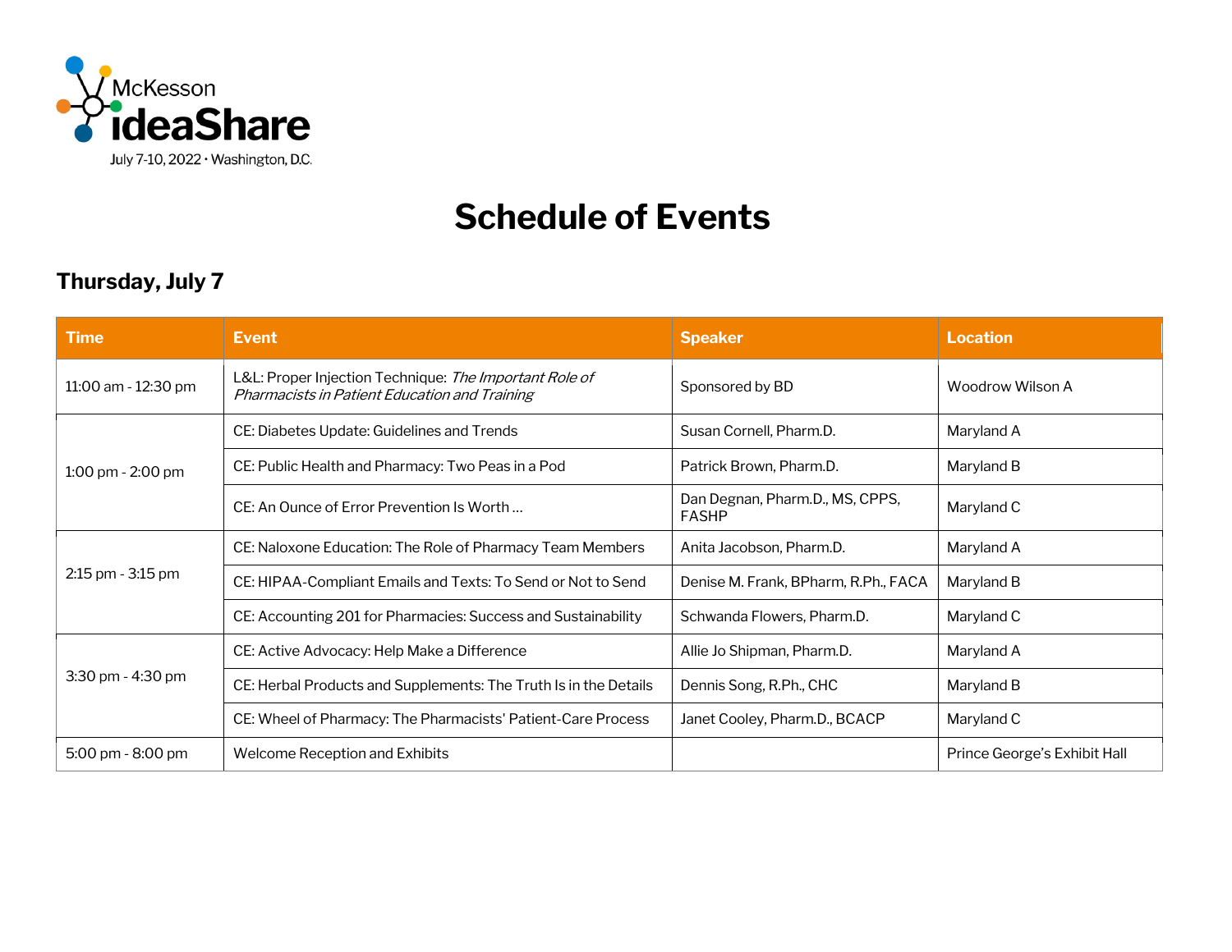McKesson ideaShare

July 7-10, 2022 · Washington, D.C.

# Schedule of Events

## Thursday, July 7

| Time | Event | Speaker | Location |
|---|---|---|---|
| 11:00 am - 12:30 pm | L&L: Proper Injection Technique: *The Important Role of Pharmacists in Patient Education and Training* | Sponsored by BD | Woodrow Wilson A |
| 1:00 pm - 2:00 pm | CE: Diabetes Update: Guidelines and Trends | Susan Cornell, Pharm.D. | Maryland A |
| | CE: Public Health and Pharmacy: Two Peas in a Pod | Patrick Brown, Pharm.D. | Maryland B |
| | CE: An Ounce of Error Prevention Is Worth … | Dan Degnan, Pharm.D., MS, CPPS, FASHP | Maryland C |
| 2:15 pm - 3:15 pm | CE: Naloxone Education: The Role of Pharmacy Team Members | Anita Jacobson, Pharm.D. | Maryland A |
| | CE: HIPAA-Compliant Emails and Texts: To Send or Not to Send | Denise M. Frank, BPharm, R.Ph., FACA | Maryland B |
| | CE: Accounting 201 for Pharmacies: Success and Sustainability | Schwanda Flowers, Pharm.D. | Maryland C |
| 3:30 pm - 4:30 pm | CE: Active Advocacy: Help Make a Difference | Allie Jo Shipman, Pharm.D. | Maryland A |
| | CE: Herbal Products and Supplements: The Truth Is in the Details | Dennis Song, R.Ph., CHC | Maryland B |
| | CE: Wheel of Pharmacy: The Pharmacists' Patient-Care Process | Janet Cooley, Pharm.D., BCACP | Maryland C |
| 5:00 pm - 8:00 pm | Welcome Reception and Exhibits | | Prince George's Exhibit Hall |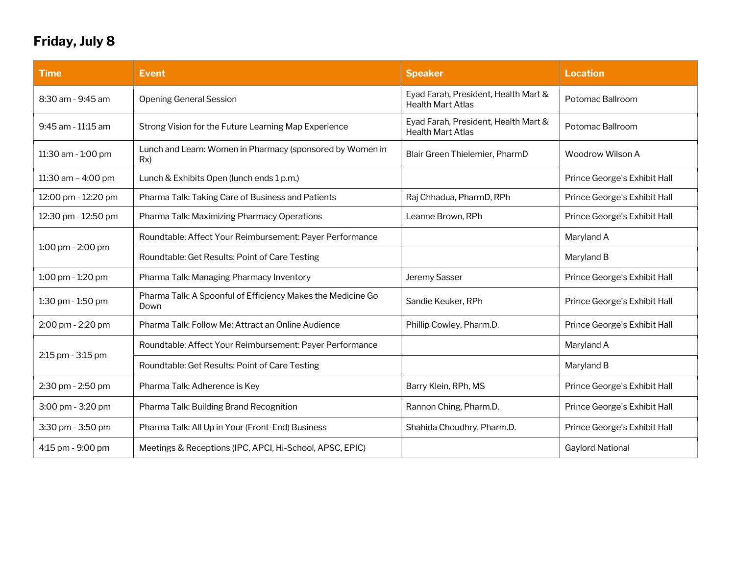## Friday, July 8

| Time | Event | Speaker | Location |
|---|---|---|---|
| 8:30 am - 9:45 am | Opening General Session | Eyad Farah, President, Health Mart & Health Mart Atlas | Potomac Ballroom |
| 9:45 am - 11:15 am | Strong Vision for the Future Learning Map Experience | Eyad Farah, President, Health Mart & Health Mart Atlas | Potomac Ballroom |
| 11:30 am - 1:00 pm | Lunch and Learn: Women in Pharmacy (sponsored by Women in Rx) | Blair Green Thielemier, PharmD | Woodrow Wilson A |
| 11:30 am – 4:00 pm | Lunch & Exhibits Open (lunch ends 1 p.m.) | | Prince George's Exhibit Hall |
| 12:00 pm - 12:20 pm | Pharma Talk: Taking Care of Business and Patients | Raj Chhadua, PharmD, RPh | Prince George's Exhibit Hall |
| 12:30 pm - 12:50 pm | Pharma Talk: Maximizing Pharmacy Operations | Leanne Brown, RPh | Prince George's Exhibit Hall |
| 1:00 pm - 2:00 pm | Roundtable: Affect Your Reimbursement: Payer Performance | | Maryland A |
| | Roundtable: Get Results: Point of Care Testing | | Maryland B |
| 1:00 pm - 1:20 pm | Pharma Talk: Managing Pharmacy Inventory | Jeremy Sasser | Prince George's Exhibit Hall |
| 1:30 pm - 1:50 pm | Pharma Talk: A Spoonful of Efficiency Makes the Medicine Go Down | Sandie Keuker, RPh | Prince George's Exhibit Hall |
| 2:00 pm - 2:20 pm | Pharma Talk: Follow Me: Attract an Online Audience | Phillip Cowley, Pharm.D. | Prince George's Exhibit Hall |
| 2:15 pm - 3:15 pm | Roundtable: Affect Your Reimbursement: Payer Performance | | Maryland A |
| | Roundtable: Get Results: Point of Care Testing | | Maryland B |
| 2:30 pm - 2:50 pm | Pharma Talk: Adherence is Key | Barry Klein, RPh, MS | Prince George's Exhibit Hall |
| 3:00 pm - 3:20 pm | Pharma Talk: Building Brand Recognition | Rannon Ching, Pharm.D. | Prince George's Exhibit Hall |
| 3:30 pm - 3:50 pm | Pharma Talk: All Up in Your (Front-End) Business | Shahida Choudhry, Pharm.D. | Prince George's Exhibit Hall |
| 4:15 pm - 9:00 pm | Meetings & Receptions (IPC, APCI, Hi-School, APSC, EPIC) | | Gaylord National |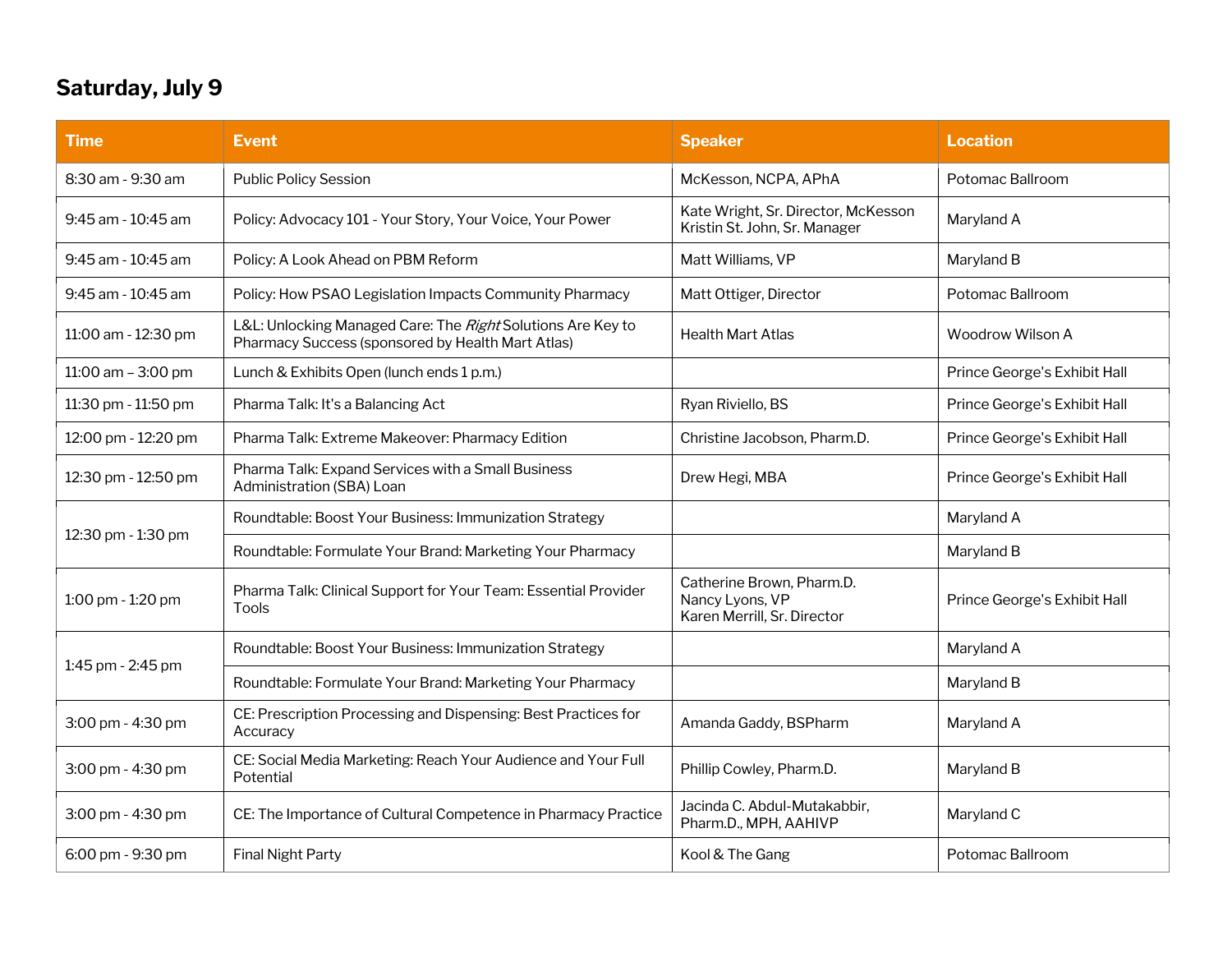## Saturday, July 9

| Time | Event | Speaker | Location |
|---|---|---|---|
| 8:30 am - 9:30 am | Public Policy Session | McKesson, NCPA, APhA | Potomac Ballroom |
| 9:45 am - 10:45 am | Policy: Advocacy 101 - Your Story, Your Voice, Your Power | Kate Wright, Sr. Director, McKesson<br>Kristin St. John, Sr. Manager | Maryland A |
| 9:45 am - 10:45 am | Policy: A Look Ahead on PBM Reform | Matt Williams, VP | Maryland B |
| 9:45 am - 10:45 am | Policy: How PSAO Legislation Impacts Community Pharmacy | Matt Ottiger, Director | Potomac Ballroom |
| 11:00 am - 12:30 pm | L&L: Unlocking Managed Care: The *Right* Solutions Are Key to Pharmacy Success (sponsored by Health Mart Atlas) | Health Mart Atlas | Woodrow Wilson A |
| 11:00 am – 3:00 pm | Lunch & Exhibits Open (lunch ends 1 p.m.) | | Prince George's Exhibit Hall |
| 11:30 pm - 11:50 pm | Pharma Talk: It's a Balancing Act | Ryan Riviello, BS | Prince George's Exhibit Hall |
| 12:00 pm - 12:20 pm | Pharma Talk: Extreme Makeover: Pharmacy Edition | Christine Jacobson, Pharm.D. | Prince George's Exhibit Hall |
| 12:30 pm - 12:50 pm | Pharma Talk: Expand Services with a Small Business Administration (SBA) Loan | Drew Hegi, MBA | Prince George's Exhibit Hall |
| 12:30 pm - 1:30 pm | Roundtable: Boost Your Business: Immunization Strategy | | Maryland A |
| | Roundtable: Formulate Your Brand: Marketing Your Pharmacy | | Maryland B |
| 1:00 pm - 1:20 pm | Pharma Talk: Clinical Support for Your Team: Essential Provider Tools | Catherine Brown, Pharm.D.<br>Nancy Lyons, VP<br>Karen Merrill, Sr. Director | Prince George's Exhibit Hall |
| 1:45 pm - 2:45 pm | Roundtable: Boost Your Business: Immunization Strategy | | Maryland A |
| | Roundtable: Formulate Your Brand: Marketing Your Pharmacy | | Maryland B |
| 3:00 pm - 4:30 pm | CE: Prescription Processing and Dispensing: Best Practices for Accuracy | Amanda Gaddy, BSPharm | Maryland A |
| 3:00 pm - 4:30 pm | CE: Social Media Marketing: Reach Your Audience and Your Full Potential | Phillip Cowley, Pharm.D. | Maryland B |
| 3:00 pm - 4:30 pm | CE: The Importance of Cultural Competence in Pharmacy Practice | Jacinda C. Abdul-Mutakabbir, Pharm.D., MPH, AAHIVP | Maryland C |
| 6:00 pm - 9:30 pm | Final Night Party | Kool & The Gang | Potomac Ballroom |